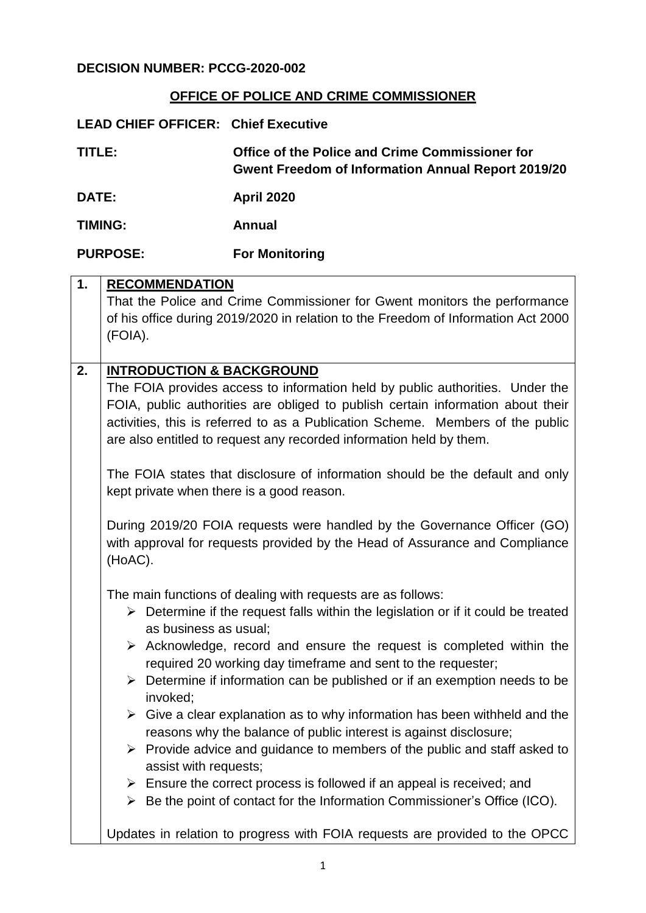**DECISION NUMBER: PCCG-2020-002**

**OFFICE OF POLICE AND CRIME COMMISSIONER**

**LEAD CHIEF OFFICER:** **Chief Executive**

**TITLE:** **Office of the Police and Crime Commissioner for Gwent Freedom of Information Annual Report 2019/20**

**DATE:** **April 2020**

**TIMING:** **Annual**

**PURPOSE:** **For Monitoring**

## 1. RECOMMENDATION

That the Police and Crime Commissioner for Gwent monitors the performance of his office during 2019/2020 in relation to the Freedom of Information Act 2000 (FOIA).

## 2. INTRODUCTION & BACKGROUND

The FOIA provides access to information held by public authorities. Under the FOIA, public authorities are obliged to publish certain information about their activities, this is referred to as a Publication Scheme. Members of the public are also entitled to request any recorded information held by them.

The FOIA states that disclosure of information should be the default and only kept private when there is a good reason.

During 2019/20 FOIA requests were handled by the Governance Officer (GO) with approval for requests provided by the Head of Assurance and Compliance (HoAC).

The main functions of dealing with requests are as follows:

- Determine if the request falls within the legislation or if it could be treated as business as usual;
- Acknowledge, record and ensure the request is completed within the required 20 working day timeframe and sent to the requester;
- Determine if information can be published or if an exemption needs to be invoked;
- Give a clear explanation as to why information has been withheld and the reasons why the balance of public interest is against disclosure;
- Provide advice and guidance to members of the public and staff asked to assist with requests;
- Ensure the correct process is followed if an appeal is received; and
- Be the point of contact for the Information Commissioner's Office (ICO).

Updates in relation to progress with FOIA requests are provided to the OPCC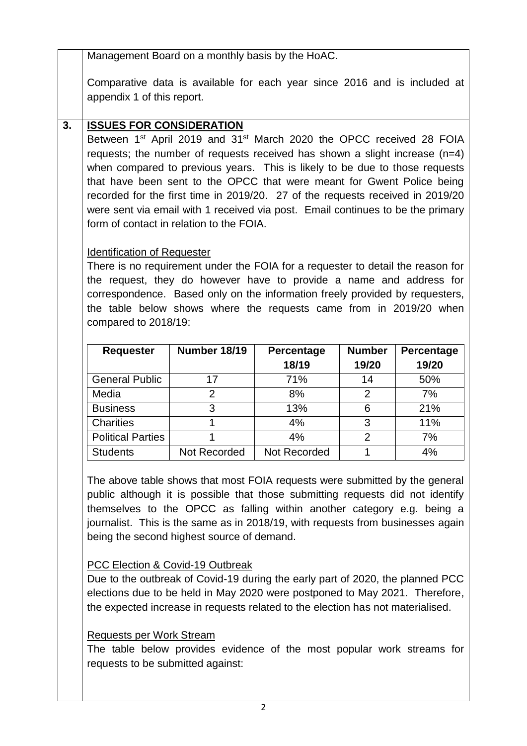Management Board on a monthly basis by the HoAC.

Comparative data is available for each year since 2016 and is included at appendix 1 of this report.

## 3. ISSUES FOR CONSIDERATION

Between 1st April 2019 and 31st March 2020 the OPCC received 28 FOIA requests; the number of requests received has shown a slight increase (n=4) when compared to previous years. This is likely to be due to those requests that have been sent to the OPCC that were meant for Gwent Police being recorded for the first time in 2019/20. 27 of the requests received in 2019/20 were sent via email with 1 received via post. Email continues to be the primary form of contact in relation to the FOIA.

### Identification of Requester

There is no requirement under the FOIA for a requester to detail the reason for the request, they do however have to provide a name and address for correspondence. Based only on the information freely provided by requesters, the table below shows where the requests came from in 2019/20 when compared to 2018/19:

| Requester | Number 18/19 | Percentage 18/19 | Number 19/20 | Percentage 19/20 |
|---|---|---|---|---|
| General Public | 17 | 71% | 14 | 50% |
| Media | 2 | 8% | 2 | 7% |
| Business | 3 | 13% | 6 | 21% |
| Charities | 1 | 4% | 3 | 11% |
| Political Parties | 1 | 4% | 2 | 7% |
| Students | Not Recorded | Not Recorded | 1 | 4% |

The above table shows that most FOIA requests were submitted by the general public although it is possible that those submitting requests did not identify themselves to the OPCC as falling within another category e.g. being a journalist. This is the same as in 2018/19, with requests from businesses again being the second highest source of demand.

### PCC Election & Covid-19 Outbreak

Due to the outbreak of Covid-19 during the early part of 2020, the planned PCC elections due to be held in May 2020 were postponed to May 2021. Therefore, the expected increase in requests related to the election has not materialised.

### Requests per Work Stream

The table below provides evidence of the most popular work streams for requests to be submitted against: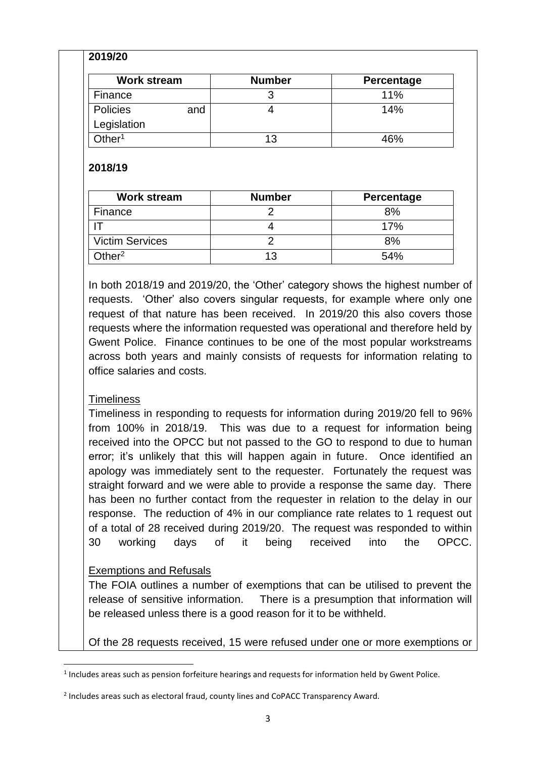**2019/20**

| Work stream | Number | Percentage |
|---|---|---|
| Finance | 3 | 11% |
| Policies and Legislation | 4 | 14% |
| Other[1] | 13 | 46% |

**2018/19**

| Work stream | Number | Percentage |
|---|---|---|
| Finance | 2 | 8% |
| IT | 4 | 17% |
| Victim Services | 2 | 8% |
| Other[2] | 13 | 54% |

In both 2018/19 and 2019/20, the 'Other' category shows the highest number of requests. 'Other' also covers singular requests, for example where only one request of that nature has been received. In 2019/20 this also covers those requests where the information requested was operational and therefore held by Gwent Police. Finance continues to be one of the most popular workstreams across both years and mainly consists of requests for information relating to office salaries and costs.

Timeliness

Timeliness in responding to requests for information during 2019/20 fell to 96% from 100% in 2018/19. This was due to a request for information being received into the OPCC but not passed to the GO to respond to due to human error; it's unlikely that this will happen again in future. Once identified an apology was immediately sent to the requester. Fortunately the request was straight forward and we were able to provide a response the same day. There has been no further contact from the requester in relation to the delay in our response. The reduction of 4% in our compliance rate relates to 1 request out of a total of 28 received during 2019/20. The request was responded to within 30 working days of it being received into the OPCC.

Exemptions and Refusals

The FOIA outlines a number of exemptions that can be utilised to prevent the release of sensitive information. There is a presumption that information will be released unless there is a good reason for it to be withheld.

Of the 28 requests received, 15 were refused under one or more exemptions or

[1] Includes areas such as pension forfeiture hearings and requests for information held by Gwent Police.

[2] Includes areas such as electoral fraud, county lines and CoPACC Transparency Award.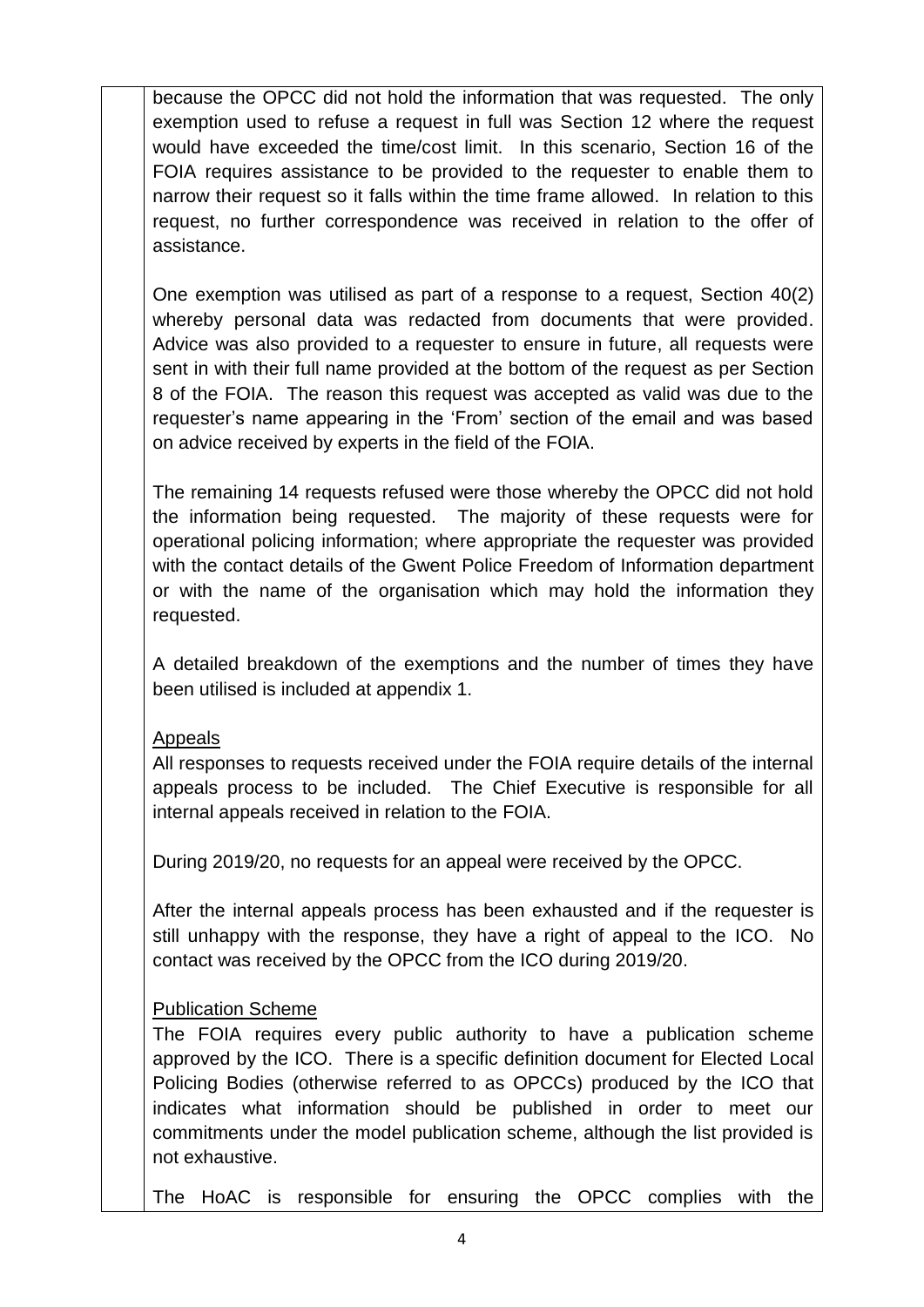because the OPCC did not hold the information that was requested. The only exemption used to refuse a request in full was Section 12 where the request would have exceeded the time/cost limit. In this scenario, Section 16 of the FOIA requires assistance to be provided to the requester to enable them to narrow their request so it falls within the time frame allowed. In relation to this request, no further correspondence was received in relation to the offer of assistance.

One exemption was utilised as part of a response to a request, Section 40(2) whereby personal data was redacted from documents that were provided. Advice was also provided to a requester to ensure in future, all requests were sent in with their full name provided at the bottom of the request as per Section 8 of the FOIA. The reason this request was accepted as valid was due to the requester's name appearing in the 'From' section of the email and was based on advice received by experts in the field of the FOIA.

The remaining 14 requests refused were those whereby the OPCC did not hold the information being requested. The majority of these requests were for operational policing information; where appropriate the requester was provided with the contact details of the Gwent Police Freedom of Information department or with the name of the organisation which may hold the information they requested.

A detailed breakdown of the exemptions and the number of times they have been utilised is included at appendix 1.

<u>Appeals</u>

All responses to requests received under the FOIA require details of the internal appeals process to be included. The Chief Executive is responsible for all internal appeals received in relation to the FOIA.

During 2019/20, no requests for an appeal were received by the OPCC.

After the internal appeals process has been exhausted and if the requester is still unhappy with the response, they have a right of appeal to the ICO. No contact was received by the OPCC from the ICO during 2019/20.

<u>Publication Scheme</u>

The FOIA requires every public authority to have a publication scheme approved by the ICO. There is a specific definition document for Elected Local Policing Bodies (otherwise referred to as OPCCs) produced by the ICO that indicates what information should be published in order to meet our commitments under the model publication scheme, although the list provided is not exhaustive.

The HoAC is responsible for ensuring the OPCC complies with the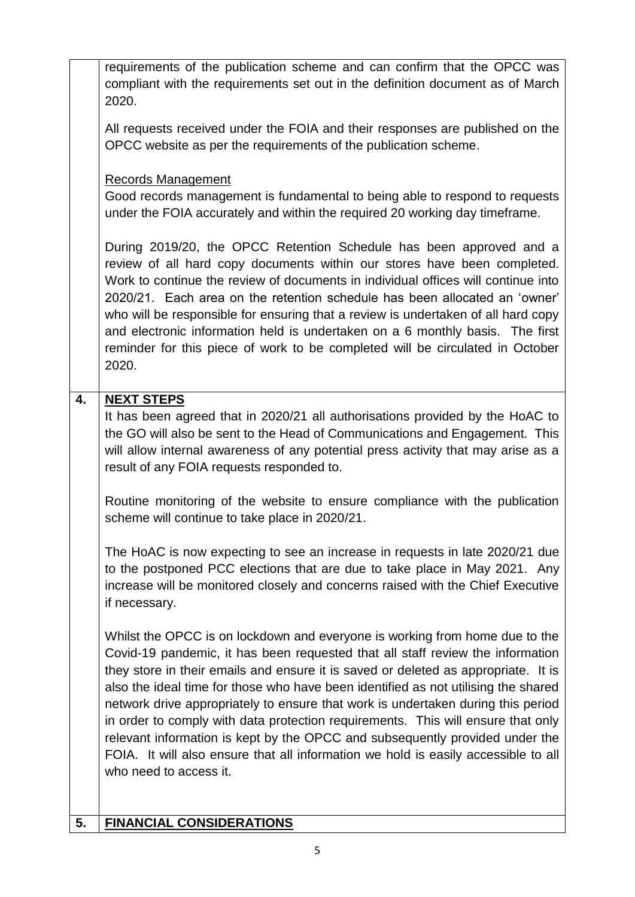requirements of the publication scheme and can confirm that the OPCC was compliant with the requirements set out in the definition document as of March 2020.

All requests received under the FOIA and their responses are published on the OPCC website as per the requirements of the publication scheme.

Records Management

Good records management is fundamental to being able to respond to requests under the FOIA accurately and within the required 20 working day timeframe.

During 2019/20, the OPCC Retention Schedule has been approved and a review of all hard copy documents within our stores have been completed. Work to continue the review of documents in individual offices will continue into 2020/21. Each area on the retention schedule has been allocated an 'owner' who will be responsible for ensuring that a review is undertaken of all hard copy and electronic information held is undertaken on a 6 monthly basis. The first reminder for this piece of work to be completed will be circulated in October 2020.

## 4. NEXT STEPS

It has been agreed that in 2020/21 all authorisations provided by the HoAC to the GO will also be sent to the Head of Communications and Engagement. This will allow internal awareness of any potential press activity that may arise as a result of any FOIA requests responded to.

Routine monitoring of the website to ensure compliance with the publication scheme will continue to take place in 2020/21.

The HoAC is now expecting to see an increase in requests in late 2020/21 due to the postponed PCC elections that are due to take place in May 2021. Any increase will be monitored closely and concerns raised with the Chief Executive if necessary.

Whilst the OPCC is on lockdown and everyone is working from home due to the Covid-19 pandemic, it has been requested that all staff review the information they store in their emails and ensure it is saved or deleted as appropriate. It is also the ideal time for those who have been identified as not utilising the shared network drive appropriately to ensure that work is undertaken during this period in order to comply with data protection requirements. This will ensure that only relevant information is kept by the OPCC and subsequently provided under the FOIA. It will also ensure that all information we hold is easily accessible to all who need to access it.

## 5. FINANCIAL CONSIDERATIONS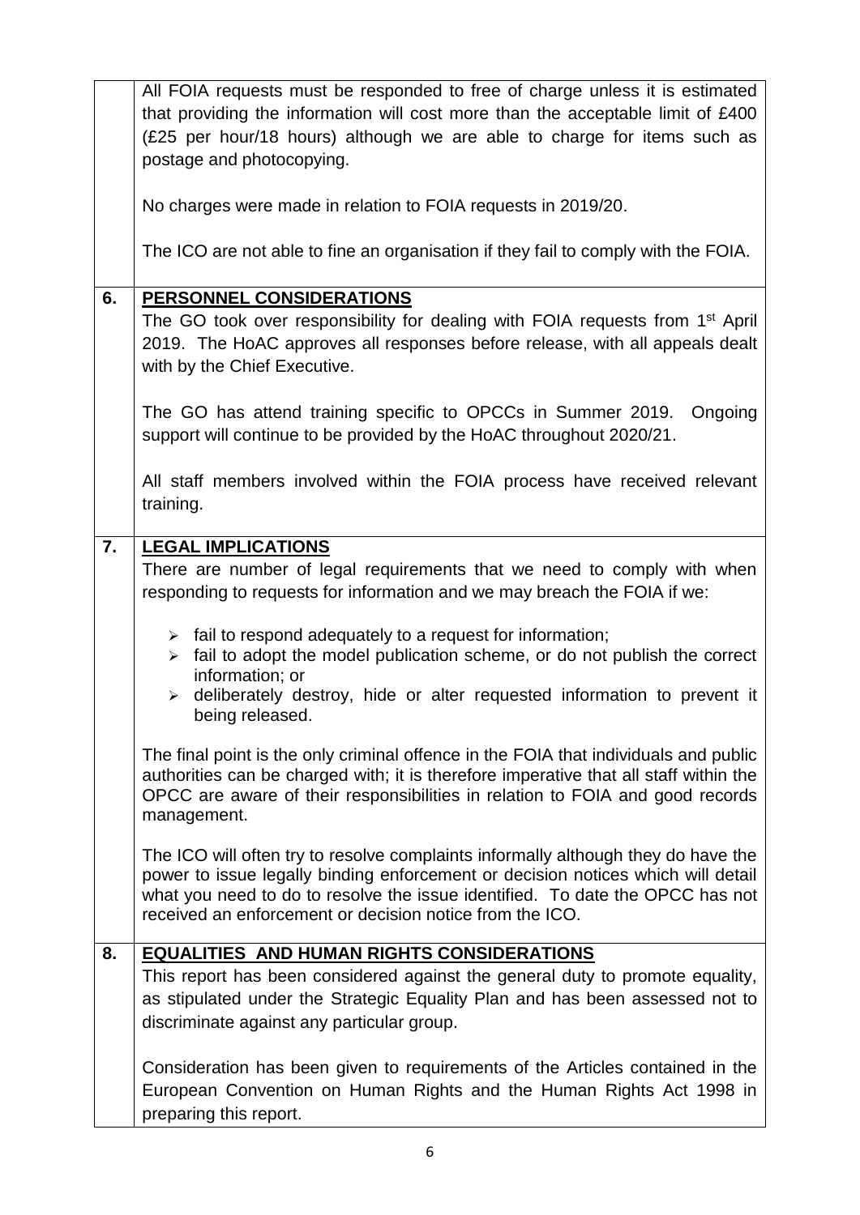All FOIA requests must be responded to free of charge unless it is estimated that providing the information will cost more than the acceptable limit of £400 (£25 per hour/18 hours) although we are able to charge for items such as postage and photocopying.

No charges were made in relation to FOIA requests in 2019/20.

The ICO are not able to fine an organisation if they fail to comply with the FOIA.

## 6. PERSONNEL CONSIDERATIONS

The GO took over responsibility for dealing with FOIA requests from 1st April 2019. The HoAC approves all responses before release, with all appeals dealt with by the Chief Executive.

The GO has attend training specific to OPCCs in Summer 2019. Ongoing support will continue to be provided by the HoAC throughout 2020/21.

All staff members involved within the FOIA process have received relevant training.

## 7. LEGAL IMPLICATIONS

There are number of legal requirements that we need to comply with when responding to requests for information and we may breach the FOIA if we:

- fail to respond adequately to a request for information;
- fail to adopt the model publication scheme, or do not publish the correct information; or
- deliberately destroy, hide or alter requested information to prevent it being released.

The final point is the only criminal offence in the FOIA that individuals and public authorities can be charged with; it is therefore imperative that all staff within the OPCC are aware of their responsibilities in relation to FOIA and good records management.

The ICO will often try to resolve complaints informally although they do have the power to issue legally binding enforcement or decision notices which will detail what you need to do to resolve the issue identified. To date the OPCC has not received an enforcement or decision notice from the ICO.

## 8. EQUALITIES AND HUMAN RIGHTS CONSIDERATIONS

This report has been considered against the general duty to promote equality, as stipulated under the Strategic Equality Plan and has been assessed not to discriminate against any particular group.

Consideration has been given to requirements of the Articles contained in the European Convention on Human Rights and the Human Rights Act 1998 in preparing this report.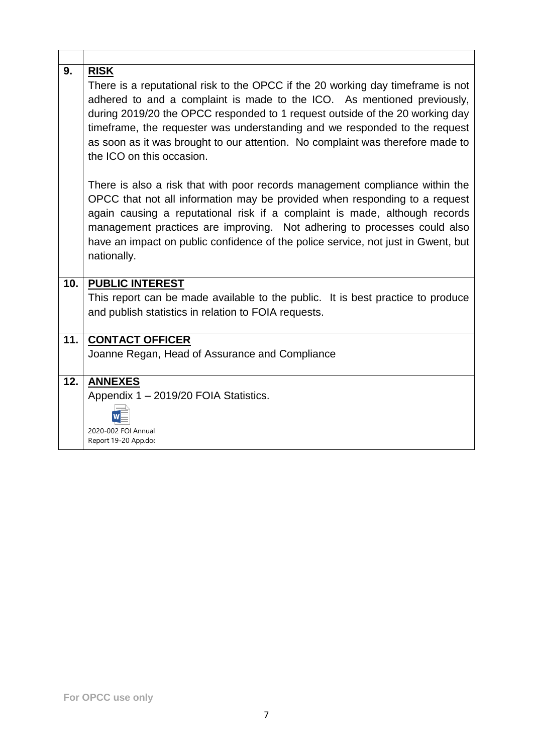| | |
|---|---|
| **9.** | **RISK**<br>There is a reputational risk to the OPCC if the 20 working day timeframe is not adhered to and a complaint is made to the ICO. As mentioned previously, during 2019/20 the OPCC responded to 1 request outside of the 20 working day timeframe, the requester was understanding and we responded to the request as soon as it was brought to our attention. No complaint was therefore made to the ICO on this occasion.<br><br>There is also a risk that with poor records management compliance within the OPCC that not all information may be provided when responding to a request again causing a reputational risk if a complaint is made, although records management practices are improving. Not adhering to processes could also have an impact on public confidence of the police service, not just in Gwent, but nationally. |
| **10.** | **PUBLIC INTEREST**<br>This report can be made available to the public. It is best practice to produce and publish statistics in relation to FOIA requests. |
| **11.** | **CONTACT OFFICER**<br>Joanne Regan, Head of Assurance and Compliance |
| **12.** | **ANNEXES**<br>Appendix 1 – 2019/20 FOIA Statistics.<br><br>2020-002 FOI Annual Report 19-20 App.doc |

For OPCC use only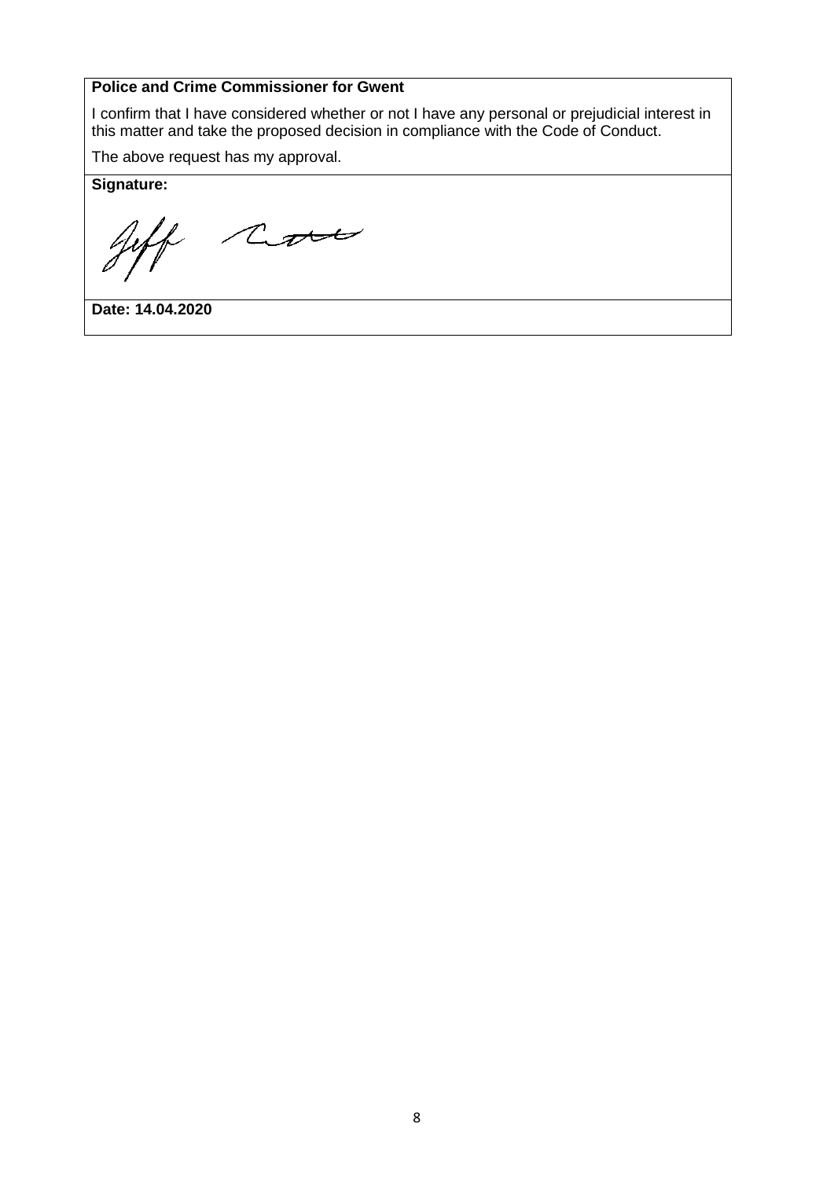**Police and Crime Commissioner for Gwent**

I confirm that I have considered whether or not I have any personal or prejudicial interest in this matter and take the proposed decision in compliance with the Code of Conduct.

The above request has my approval.

**Signature:**

**Date: 14.04.2020**